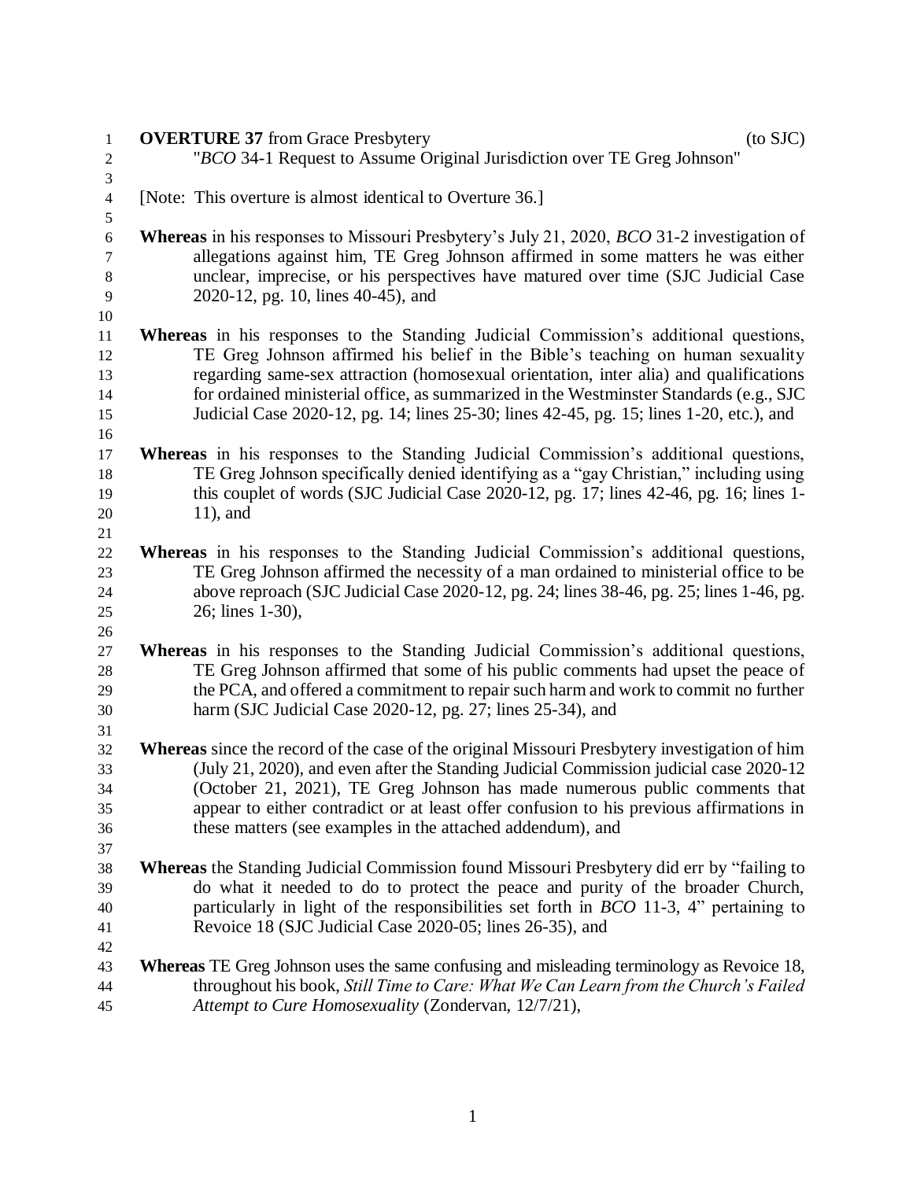**OVERTURE 37** from Grace Presbytery (to SJC)

"*BCO* 34-1 Request to Assume Original Jurisdiction over TE Greg Johnson"

[Note: This overture is almost identical to Overture 36.]

**Whereas** in his responses to Missouri Presbytery's July 21, 2020, *BCO* 31-2 investigation of allegations against him, TE Greg Johnson affirmed in some matters he was either unclear, imprecise, or his perspectives have matured over time (SJC Judicial Case 2020-12, pg. 10, lines 40-45), and

**Whereas** in his responses to the Standing Judicial Commission's additional questions, TE Greg Johnson affirmed his belief in the Bible's teaching on human sexuality regarding same-sex attraction (homosexual orientation, inter alia) and qualifications for ordained ministerial office, as summarized in the Westminster Standards (e.g., SJC Judicial Case 2020-12, pg. 14; lines 25-30; lines 42-45, pg. 15; lines 1-20, etc.), and

**Whereas** in his responses to the Standing Judicial Commission's additional questions, TE Greg Johnson specifically denied identifying as a "gay Christian," including using this couplet of words (SJC Judicial Case 2020-12, pg. 17; lines 42-46, pg. 16; lines 1-11), and

**Whereas** in his responses to the Standing Judicial Commission's additional questions, TE Greg Johnson affirmed the necessity of a man ordained to ministerial office to be above reproach (SJC Judicial Case 2020-12, pg. 24; lines 38-46, pg. 25; lines 1-46, pg. 26; lines 1-30),

**Whereas** in his responses to the Standing Judicial Commission's additional questions, TE Greg Johnson affirmed that some of his public comments had upset the peace of the PCA, and offered a commitment to repair such harm and work to commit no further harm (SJC Judicial Case 2020-12, pg. 27; lines 25-34), and

**Whereas** since the record of the case of the original Missouri Presbytery investigation of him (July 21, 2020), and even after the Standing Judicial Commission judicial case 2020-12 (October 21, 2021), TE Greg Johnson has made numerous public comments that appear to either contradict or at least offer confusion to his previous affirmations in these matters (see examples in the attached addendum), and

**Whereas** the Standing Judicial Commission found Missouri Presbytery did err by "failing to do what it needed to do to protect the peace and purity of the broader Church, particularly in light of the responsibilities set forth in *BCO* 11-3, 4" pertaining to Revoice 18 (SJC Judicial Case 2020-05; lines 26-35), and

**Whereas** TE Greg Johnson uses the same confusing and misleading terminology as Revoice 18, throughout his book, *Still Time to Care: What We Can Learn from the Church's Failed Attempt to Cure Homosexuality* (Zondervan, 12/7/21),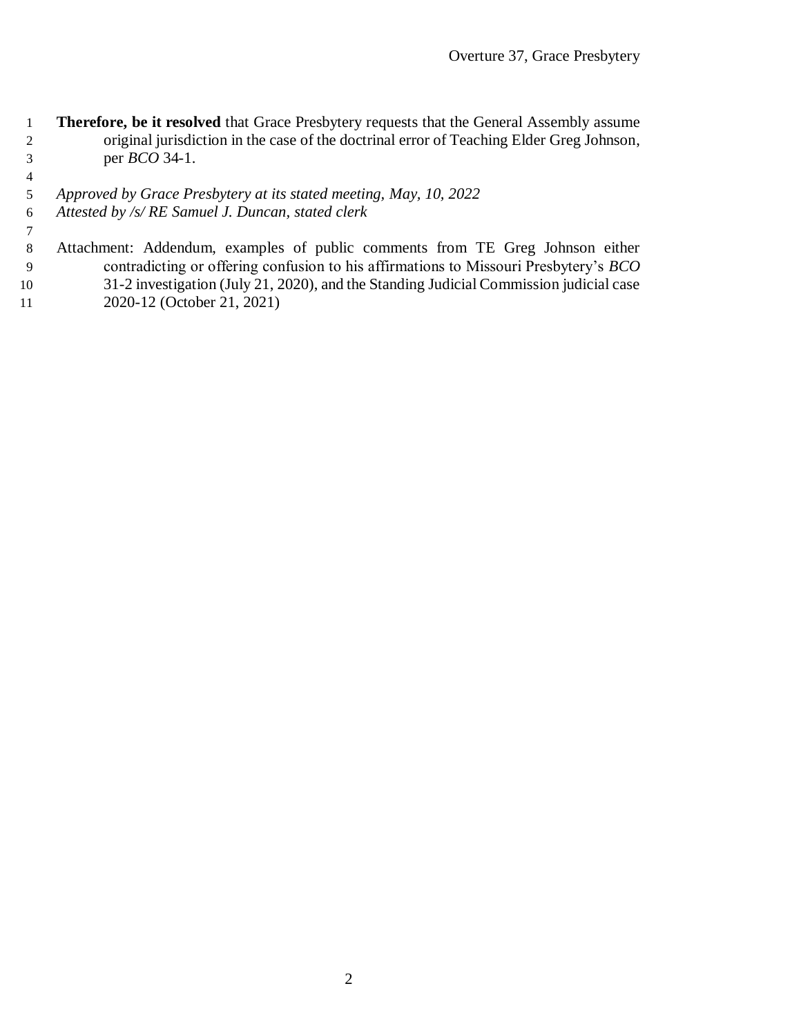**Therefore, be it resolved** that Grace Presbytery requests that the General Assembly assume original jurisdiction in the case of the doctrinal error of Teaching Elder Greg Johnson, per *BCO* 34-1.

*Approved by Grace Presbytery at its stated meeting, May, 10, 2022*
*Attested by /s/ RE Samuel J. Duncan, stated clerk*

Attachment: Addendum, examples of public comments from TE Greg Johnson either contradicting or offering confusion to his affirmations to Missouri Presbytery's *BCO* 31-2 investigation (July 21, 2020), and the Standing Judicial Commission judicial case 2020-12 (October 21, 2021)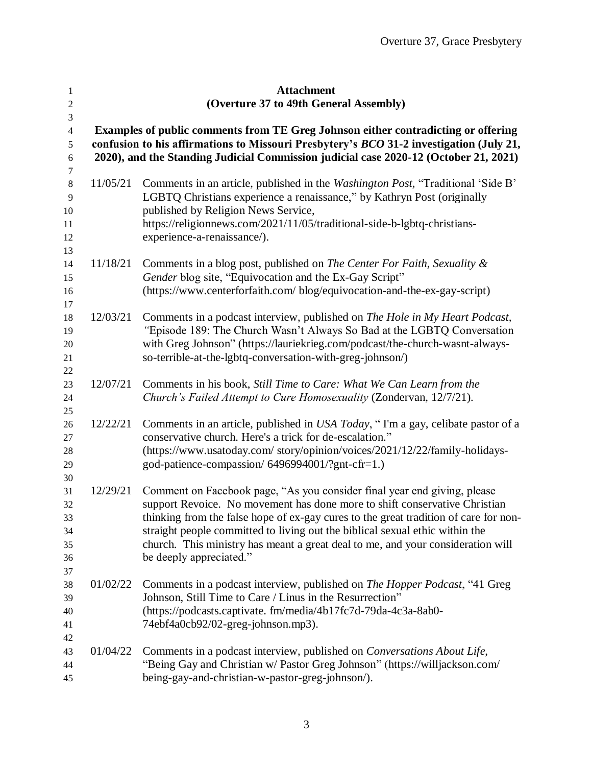**Attachment**
**(Overture 37 to 49th General Assembly)**

**Examples of public comments from TE Greg Johnson either contradicting or offering confusion to his affirmations to Missouri Presbytery's *BCO* 31-2 investigation (July 21, 2020), and the Standing Judicial Commission judicial case 2020-12 (October 21, 2021)**

11/05/21 Comments in an article, published in the *Washington Post*, "Traditional 'Side B' LGBTQ Christians experience a renaissance," by Kathryn Post (originally published by Religion News Service, https://religionnews.com/2021/11/05/traditional-side-b-lgbtq-christians-experience-a-renaissance/).

11/18/21 Comments in a blog post, published on *The Center For Faith, Sexuality & Gender* blog site, "Equivocation and the Ex-Gay Script" (https://www.centerforfaith.com/ blog/equivocation-and-the-ex-gay-script)

12/03/21 Comments in a podcast interview, published on *The Hole in My Heart Podcast, "*Episode 189: The Church Wasn't Always So Bad at the LGBTQ Conversation with Greg Johnson" (https://lauriekrieg.com/podcast/the-church-wasnt-always-so-terrible-at-the-lgbtq-conversation-with-greg-johnson/)

12/07/21 Comments in his book, *Still Time to Care: What We Can Learn from the Church's Failed Attempt to Cure Homosexuality* (Zondervan, 12/7/21).

12/22/21 Comments in an article, published in *USA Today*, " I'm a gay, celibate pastor of a conservative church. Here's a trick for de-escalation." (https://www.usatoday.com/ story/opinion/voices/2021/12/22/family-holidays-god-patience-compassion/ 6496994001/?gnt-cfr=1.)

12/29/21 Comment on Facebook page, "As you consider final year end giving, please support Revoice. No movement has done more to shift conservative Christian thinking from the false hope of ex-gay cures to the great tradition of care for non-straight people committed to living out the biblical sexual ethic within the church. This ministry has meant a great deal to me, and your consideration will be deeply appreciated."

01/02/22 Comments in a podcast interview, published on *The Hopper Podcast*, "41 Greg Johnson, Still Time to Care / Linus in the Resurrection" (https://podcasts.captivate. fm/media/4b17fc7d-79da-4c3a-8ab0-74ebf4a0cb92/02-greg-johnson.mp3).

01/04/22 Comments in a podcast interview, published on *Conversations About Life*, "Being Gay and Christian w/ Pastor Greg Johnson" (https://willjackson.com/ being-gay-and-christian-w-pastor-greg-johnson/).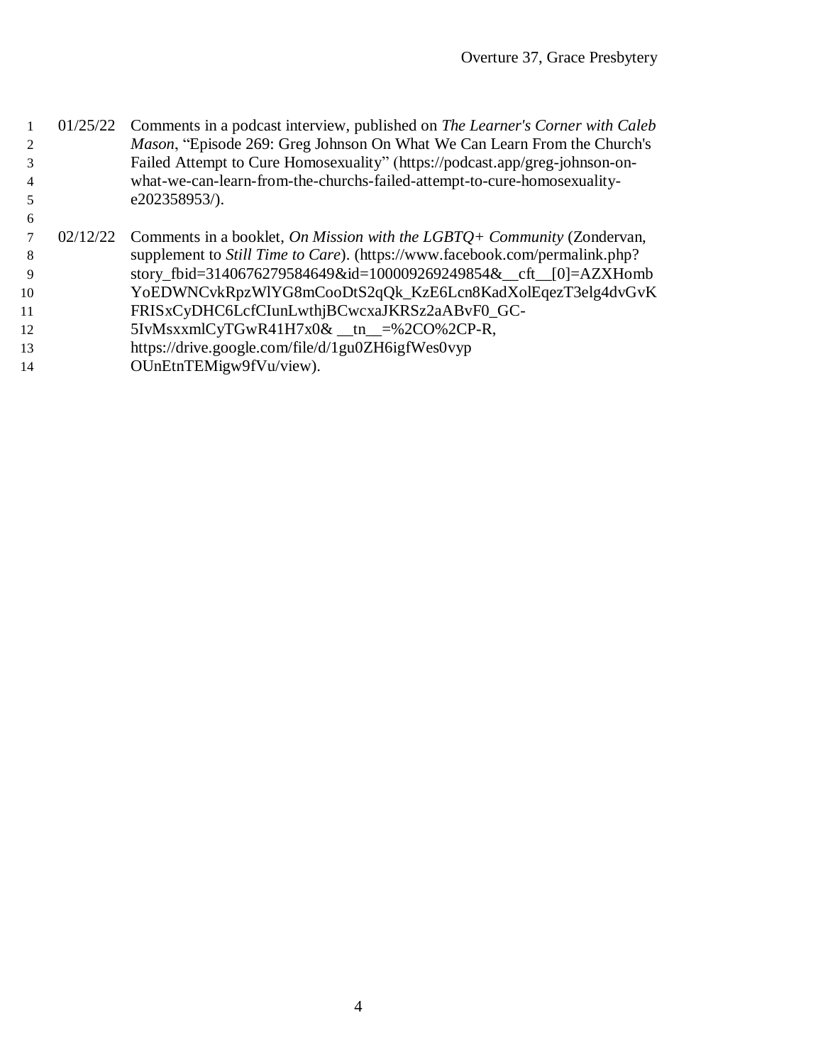01/25/22 Comments in a podcast interview, published on *The Learner's Corner with Caleb Mason*, “Episode 269: Greg Johnson On What We Can Learn From the Church's Failed Attempt to Cure Homosexuality” (https://podcast.app/greg-johnson-on-what-we-can-learn-from-the-churchs-failed-attempt-to-cure-homosexuality-e202358953/).

02/12/22 Comments in a booklet, *On Mission with the LGBTQ+ Community* (Zondervan, supplement to *Still Time to Care*). (https://www.facebook.com/permalink.php?story_fbid=3140676279584649&id=100009269249854&__cft__[0]=AZXHombYoEDWNCvkRpzWlYG8mCooDtS2qQk_KzE6Lcn8KadXolEqezT3elg4dvGvKFRISxCyDHC6LcfCIunLwthjBCwcxaJKRSz2aABvF0_GC-5IvMsxxmlCyTGwR41H7x0& __tn__=%2CO%2CP-R, https://drive.google.com/file/d/1gu0ZH6igfWes0vypOUnEtnTEMigw9fVu/view).